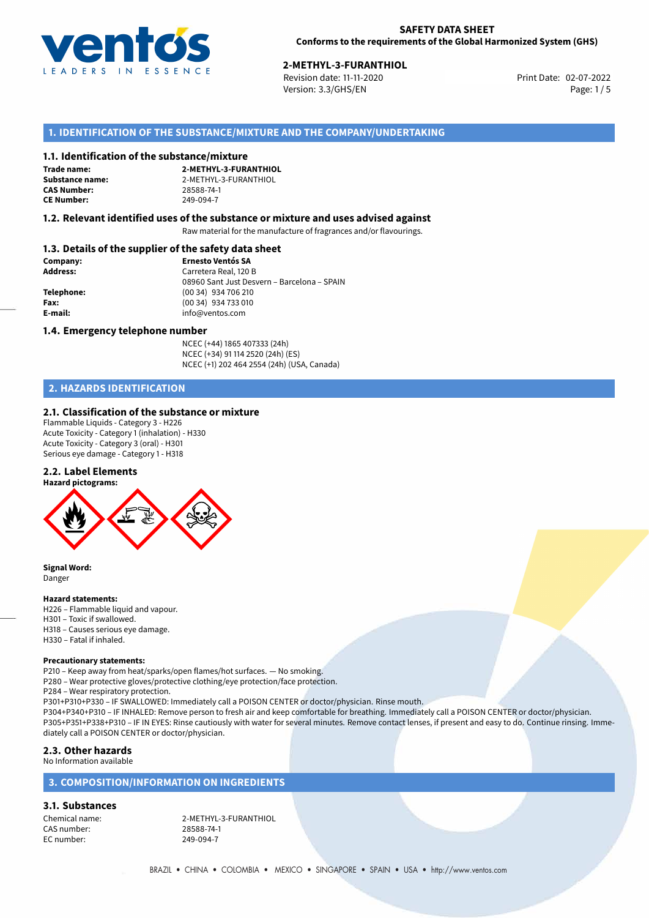**SAFETY DATA SHEET**
**Conforms to the requirements of the Global Harmonized System (GHS)**

**2-METHYL-3-FURANTHIOL**
Revision date: 11-11-2020
Version: 3.3/GHS/EN
Print Date: 02-07-2022

## 1. IDENTIFICATION OF THE SUBSTANCE/MIXTURE AND THE COMPANY/UNDERTAKING

### 1.1. Identification of the substance/mixture

| | |
|---|---|
| **Trade name:** | **2-METHYL-3-FURANTHIOL** |
| **Substance name:** | 2-METHYL-3-FURANTHIOL |
| **CAS Number:** | 28588-74-1 |
| **CE Number:** | 249-094-7 |

### 1.2. Relevant identified uses of the substance or mixture and uses advised against

Raw material for the manufacture of fragrances and/or flavourings.

### 1.3. Details of the supplier of the safety data sheet

| | |
|---|---|
| **Company:** | **Ernesto Ventós SA** |
| **Address:** | Carretera Real, 120 B<br>08960 Sant Just Desvern – Barcelona – SPAIN |
| **Telephone:** | (00 34) 934 706 210 |
| **Fax:** | (00 34) 934 733 010 |
| **E-mail:** | info@ventos.com |

### 1.4. Emergency telephone number

NCEC (+44) 1865 407333 (24h)
NCEC (+34) 91 114 2520 (24h) (ES)
NCEC (+1) 202 464 2554 (24h) (USA, Canada)

## 2. HAZARDS IDENTIFICATION

### 2.1. Classification of the substance or mixture

Flammable Liquids - Category 3 - H226
Acute Toxicity - Category 1 (inhalation) - H330
Acute Toxicity - Category 3 (oral) - H301
Serious eye damage - Category 1 - H318

### 2.2. Label Elements

**Hazard pictograms:**

**Signal Word:**
Danger

**Hazard statements:**
H226 – Flammable liquid and vapour.
H301 – Toxic if swallowed.
H318 – Causes serious eye damage.
H330 – Fatal if inhaled.

**Precautionary statements:**
P210 – Keep away from heat/sparks/open flames/hot surfaces. — No smoking.
P280 – Wear protective gloves/protective clothing/eye protection/face protection.
P284 – Wear respiratory protection.
P301+P310+P330 – IF SWALLOWED: Immediately call a POISON CENTER or doctor/physician. Rinse mouth.
P304+P340+P310 – IF INHALED: Remove person to fresh air and keep comfortable for breathing. Immediately call a POISON CENTER or doctor/physician.
P305+P351+P338+P310 – IF IN EYES: Rinse cautiously with water for several minutes. Remove contact lenses, if present and easy to do. Continue rinsing. Immediately call a POISON CENTER or doctor/physician.

### 2.3. Other hazards

No Information available

## 3. COMPOSITION/INFORMATION ON INGREDIENTS

### 3.1. Substances

| | |
|---|---|
| Chemical name: | 2-METHYL-3-FURANTHIOL |
| CAS number: | 28588-74-1 |
| EC number: | 249-094-7 |

BRAZIL • CHINA • COLOMBIA • MEXICO • SINGAPORE • SPAIN • USA • http://www.ventos.com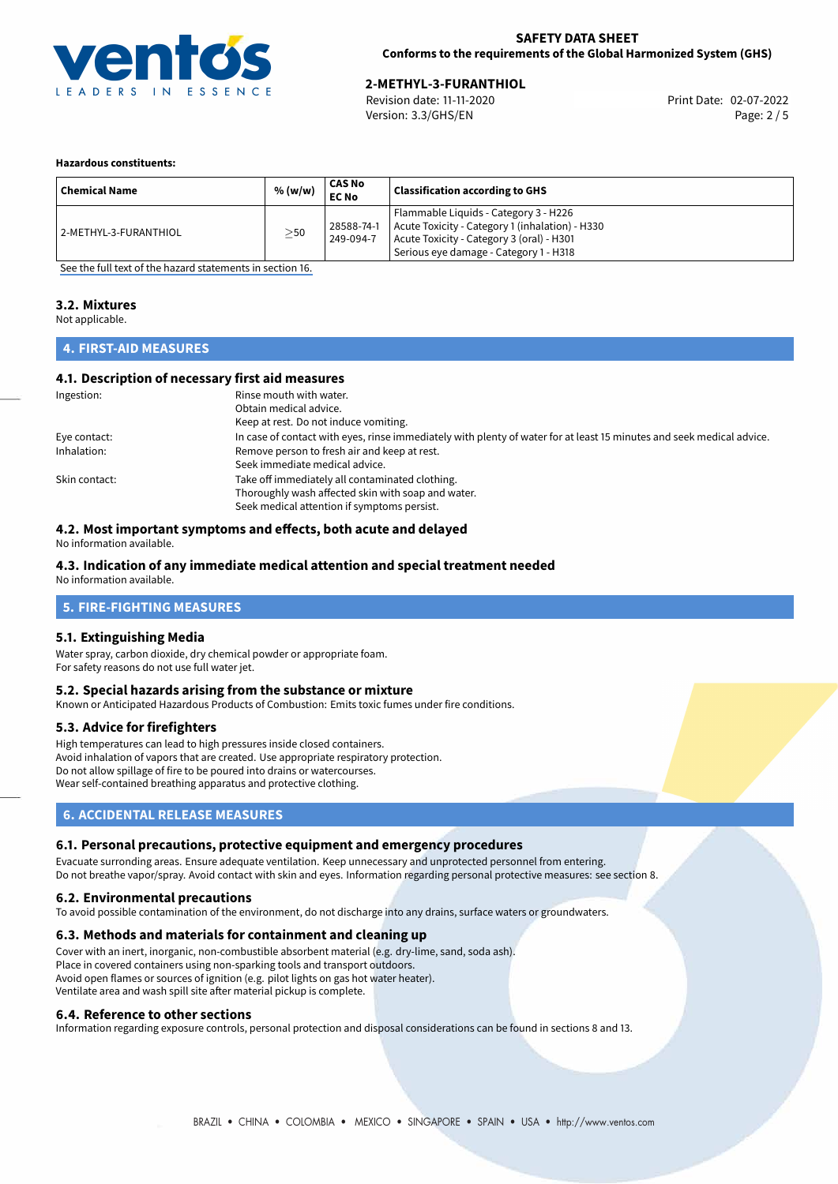**Hazardous constituents:**

| Chemical Name | % (w/w) | CAS No EC No | Classification according to GHS |
|---|---|---|---|
| 2-METHYL-3-FURANTHIOL | ≥50 | 28588-74-1 249-094-7 | Flammable Liquids - Category 3 - H226<br>Acute Toxicity - Category 1 (inhalation) - H330<br>Acute Toxicity - Category 3 (oral) - H301<br>Serious eye damage - Category 1 - H318 |

See the full text of the hazard statements in section 16.

### 3.2. Mixtures

Not applicable.

## 4. FIRST-AID MEASURES

### 4.1. Description of necessary first aid measures

Ingestion:
Rinse mouth with water.
Obtain medical advice.
Keep at rest. Do not induce vomiting.

Eye contact:
In case of contact with eyes, rinse immediately with plenty of water for at least 15 minutes and seek medical advice.

Inhalation:
Remove person to fresh air and keep at rest.
Seek immediate medical advice.

Skin contact:
Take off immediately all contaminated clothing.
Thoroughly wash affected skin with soap and water.
Seek medical attention if symptoms persist.

### 4.2. Most important symptoms and effects, both acute and delayed

No information available.

### 4.3. Indication of any immediate medical attention and special treatment needed

No information available.

## 5. FIRE-FIGHTING MEASURES

### 5.1. Extinguishing Media

Water spray, carbon dioxide, dry chemical powder or appropriate foam.
For safety reasons do not use full water jet.

### 5.2. Special hazards arising from the substance or mixture

Known or Anticipated Hazardous Products of Combustion: Emits toxic fumes under fire conditions.

### 5.3. Advice for firefighters

High temperatures can lead to high pressures inside closed containers.
Avoid inhalation of vapors that are created. Use appropriate respiratory protection.
Do not allow spillage of fire to be poured into drains or watercourses.
Wear self-contained breathing apparatus and protective clothing.

## 6. ACCIDENTAL RELEASE MEASURES

### 6.1. Personal precautions, protective equipment and emergency procedures

Evacuate surronding areas. Ensure adequate ventilation. Keep unnecessary and unprotected personnel from entering.
Do not breathe vapor/spray. Avoid contact with skin and eyes. Information regarding personal protective measures: see section 8.

### 6.2. Environmental precautions

To avoid possible contamination of the environment, do not discharge into any drains, surface waters or groundwaters.

### 6.3. Methods and materials for containment and cleaning up

Cover with an inert, inorganic, non-combustible absorbent material (e.g. dry-lime, sand, soda ash).
Place in covered containers using non-sparking tools and transport outdoors.
Avoid open flames or sources of ignition (e.g. pilot lights on gas hot water heater).
Ventilate area and wash spill site after material pickup is complete.

### 6.4. Reference to other sections

Information regarding exposure controls, personal protection and disposal considerations can be found in sections 8 and 13.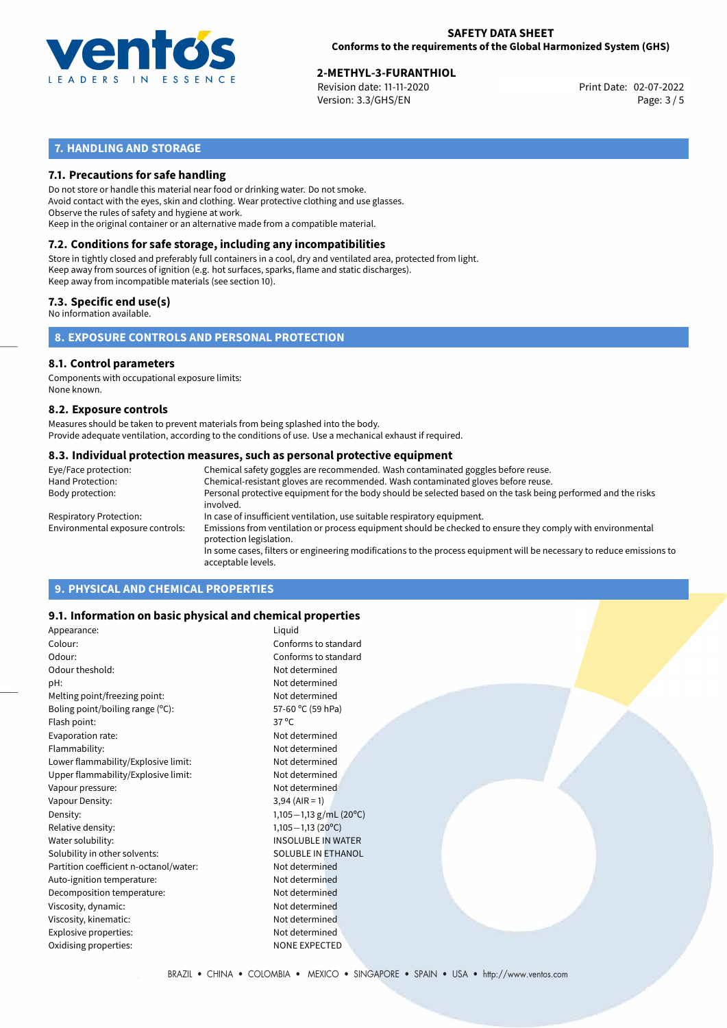## 7. HANDLING AND STORAGE

### 7.1. Precautions for safe handling

Do not store or handle this material near food or drinking water. Do not smoke.
Avoid contact with the eyes, skin and clothing. Wear protective clothing and use glasses.
Observe the rules of safety and hygiene at work.
Keep in the original container or an alternative made from a compatible material.

### 7.2. Conditions for safe storage, including any incompatibilities

Store in tightly closed and preferably full containers in a cool, dry and ventilated area, protected from light.
Keep away from sources of ignition (e.g. hot surfaces, sparks, flame and static discharges).
Keep away from incompatible materials (see section 10).

### 7.3. Specific end use(s)

No information available.

## 8. EXPOSURE CONTROLS AND PERSONAL PROTECTION

### 8.1. Control parameters

Components with occupational exposure limits:
None known.

### 8.2. Exposure controls

Measures should be taken to prevent materials from being splashed into the body.
Provide adequate ventilation, according to the conditions of use. Use a mechanical exhaust if required.

### 8.3. Individual protection measures, such as personal protective equipment

| | |
|---|---|
| Eye/Face protection: | Chemical safety goggles are recommended. Wash contaminated goggles before reuse. |
| Hand Protection: | Chemical-resistant gloves are recommended. Wash contaminated gloves before reuse. |
| Body protection: | Personal protective equipment for the body should be selected based on the task being performed and the risks involved. |
| Respiratory Protection: | In case of insufficient ventilation, use suitable respiratory equipment. |
| Environmental exposure controls: | Emissions from ventilation or process equipment should be checked to ensure they comply with environmental protection legislation. In some cases, filters or engineering modifications to the process equipment will be necessary to reduce emissions to acceptable levels. |

## 9. PHYSICAL AND CHEMICAL PROPERTIES

### 9.1. Information on basic physical and chemical properties

| | |
|---|---|
| Appearance: | Liquid |
| Colour: | Conforms to standard |
| Odour: | Conforms to standard |
| Odour theshold: | Not determined |
| pH: | Not determined |
| Melting point/freezing point: | Not determined |
| Boling point/boiling range (°C): | 57-60 °C (59 hPa) |
| Flash point: | 37 °C |
| Evaporation rate: | Not determined |
| Flammability: | Not determined |
| Lower flammability/Explosive limit: | Not determined |
| Upper flammability/Explosive limit: | Not determined |
| Vapour pressure: | Not determined |
| Vapour Density: | 3,94 (AIR = 1) |
| Density: | 1,105−1,13 g/mL (20°C) |
| Relative density: | 1,105−1,13 (20°C) |
| Water solubility: | INSOLUBLE IN WATER |
| Solubility in other solvents: | SOLUBLE IN ETHANOL |
| Partition coefficient n-octanol/water: | Not determined |
| Auto-ignition temperature: | Not determined |
| Decomposition temperature: | Not determined |
| Viscosity, dynamic: | Not determined |
| Viscosity, kinematic: | Not determined |
| Explosive properties: | Not determined |
| Oxidising properties: | NONE EXPECTED |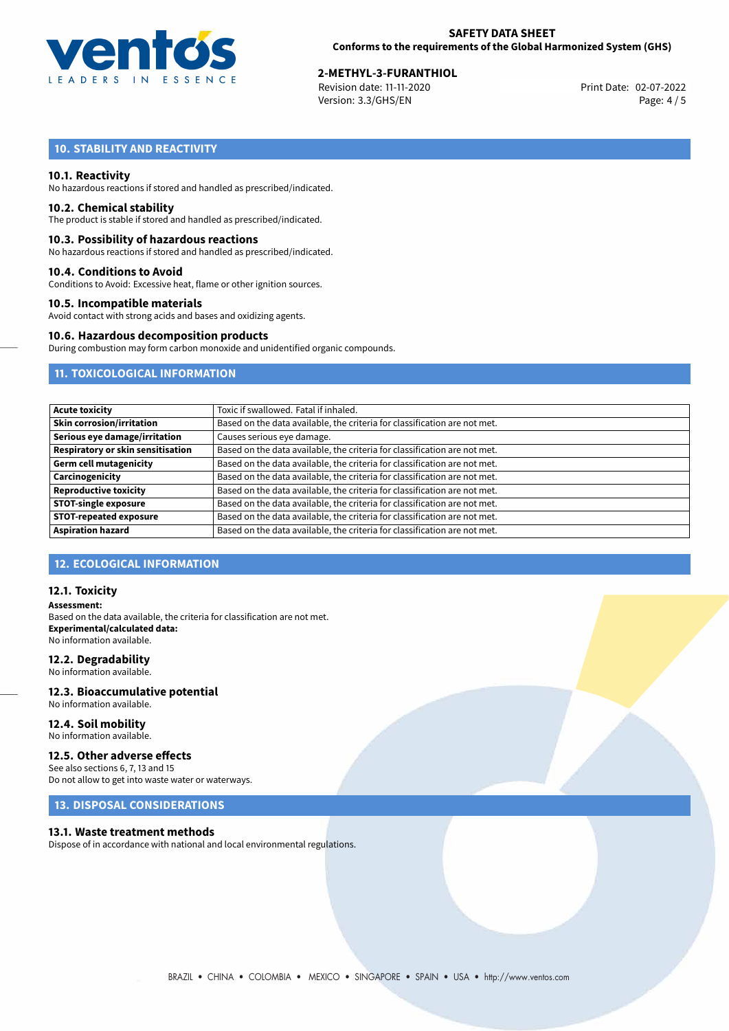## 10. STABILITY AND REACTIVITY

### 10.1. Reactivity

No hazardous reactions if stored and handled as prescribed/indicated.

### 10.2. Chemical stability

The product is stable if stored and handled as prescribed/indicated.

### 10.3. Possibility of hazardous reactions

No hazardous reactions if stored and handled as prescribed/indicated.

### 10.4. Conditions to Avoid

Conditions to Avoid: Excessive heat, flame or other ignition sources.

### 10.5. Incompatible materials

Avoid contact with strong acids and bases and oxidizing agents.

### 10.6. Hazardous decomposition products

During combustion may form carbon monoxide and unidentified organic compounds.

## 11. TOXICOLOGICAL INFORMATION

| | |
|---|---|
| **Acute toxicity** | Toxic if swallowed. Fatal if inhaled. |
| **Skin corrosion/irritation** | Based on the data available, the criteria for classification are not met. |
| **Serious eye damage/irritation** | Causes serious eye damage. |
| **Respiratory or skin sensitisation** | Based on the data available, the criteria for classification are not met. |
| **Germ cell mutagenicity** | Based on the data available, the criteria for classification are not met. |
| **Carcinogenicity** | Based on the data available, the criteria for classification are not met. |
| **Reproductive toxicity** | Based on the data available, the criteria for classification are not met. |
| **STOT-single exposure** | Based on the data available, the criteria for classification are not met. |
| **STOT-repeated exposure** | Based on the data available, the criteria for classification are not met. |
| **Aspiration hazard** | Based on the data available, the criteria for classification are not met. |

## 12. ECOLOGICAL INFORMATION

### 12.1. Toxicity

**Assessment:**
Based on the data available, the criteria for classification are not met.
**Experimental/calculated data:**
No information available.

### 12.2. Degradability

No information available.

### 12.3. Bioaccumulative potential

No information available.

### 12.4. Soil mobility

No information available.

### 12.5. Other adverse effects

See also sections 6, 7, 13 and 15
Do not allow to get into waste water or waterways.

## 13. DISPOSAL CONSIDERATIONS

### 13.1. Waste treatment methods

Dispose of in accordance with national and local environmental regulations.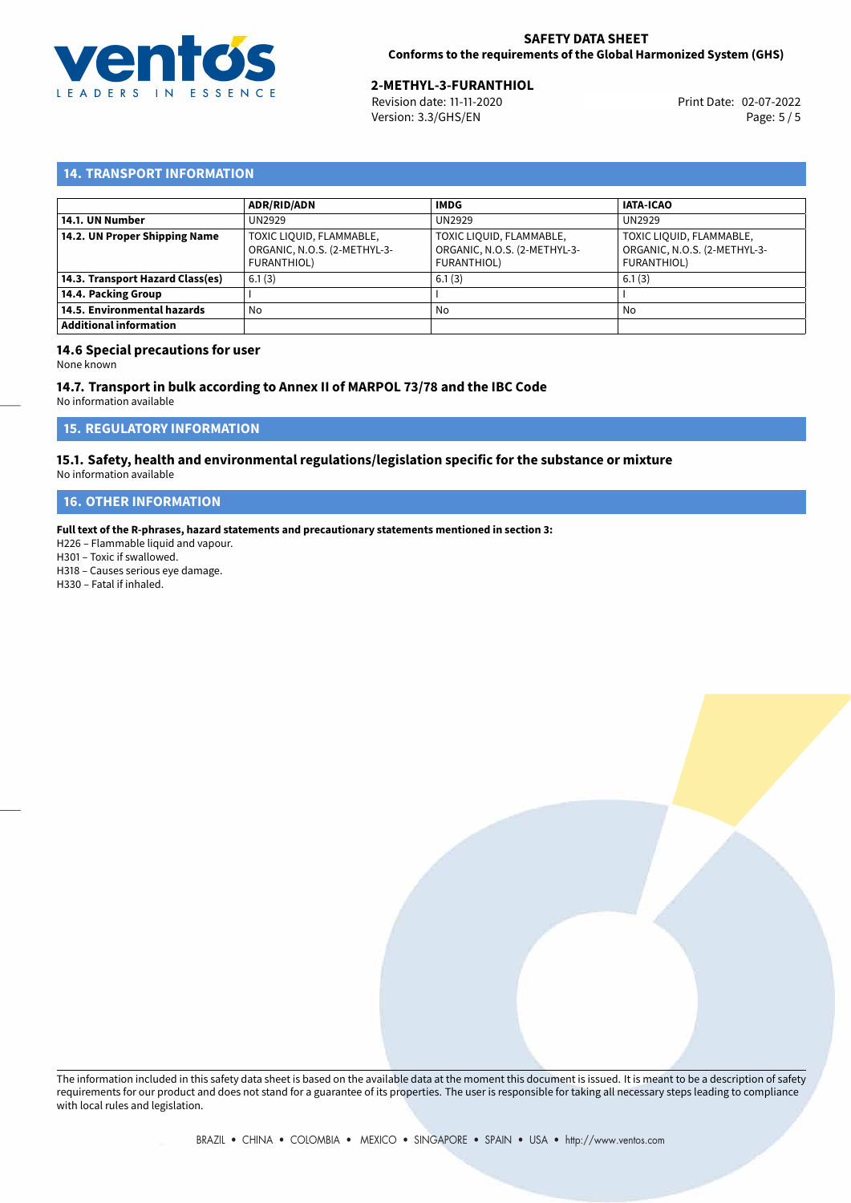## 14. TRANSPORT INFORMATION

| | ADR/RID/ADN | IMDG | IATA-ICAO |
|---|---|---|---|
| **14.1. UN Number** | UN2929 | UN2929 | UN2929 |
| **14.2. UN Proper Shipping Name** | TOXIC LIQUID, FLAMMABLE, ORGANIC, N.O.S. (2-METHYL-3-FURANTHIOL) | TOXIC LIQUID, FLAMMABLE, ORGANIC, N.O.S. (2-METHYL-3-FURANTHIOL) | TOXIC LIQUID, FLAMMABLE, ORGANIC, N.O.S. (2-METHYL-3-FURANTHIOL) |
| **14.3. Transport Hazard Class(es)** | 6.1 (3) | 6.1 (3) | 6.1 (3) |
| **14.4. Packing Group** | I | I | I |
| **14.5. Environmental hazards** | No | No | No |
| **Additional information** | | | |

### 14.6 Special precautions for user

None known

### 14.7. Transport in bulk according to Annex II of MARPOL 73/78 and the IBC Code

No information available

## 15. REGULATORY INFORMATION

### 15.1. Safety, health and environmental regulations/legislation specific for the substance or mixture

No information available

## 16. OTHER INFORMATION

**Full text of the R-phrases, hazard statements and precautionary statements mentioned in section 3:**

H226 – Flammable liquid and vapour.
H301 – Toxic if swallowed.
H318 – Causes serious eye damage.
H330 – Fatal if inhaled.

The information included in this safety data sheet is based on the available data at the moment this document is issued. It is meant to be a description of safety requirements for our product and does not stand for a guarantee of its properties. The user is responsible for taking all necessary steps leading to compliance with local rules and legislation.

BRAZIL • CHINA • COLOMBIA • MEXICO • SINGAPORE • SPAIN • USA • http://www.ventos.com